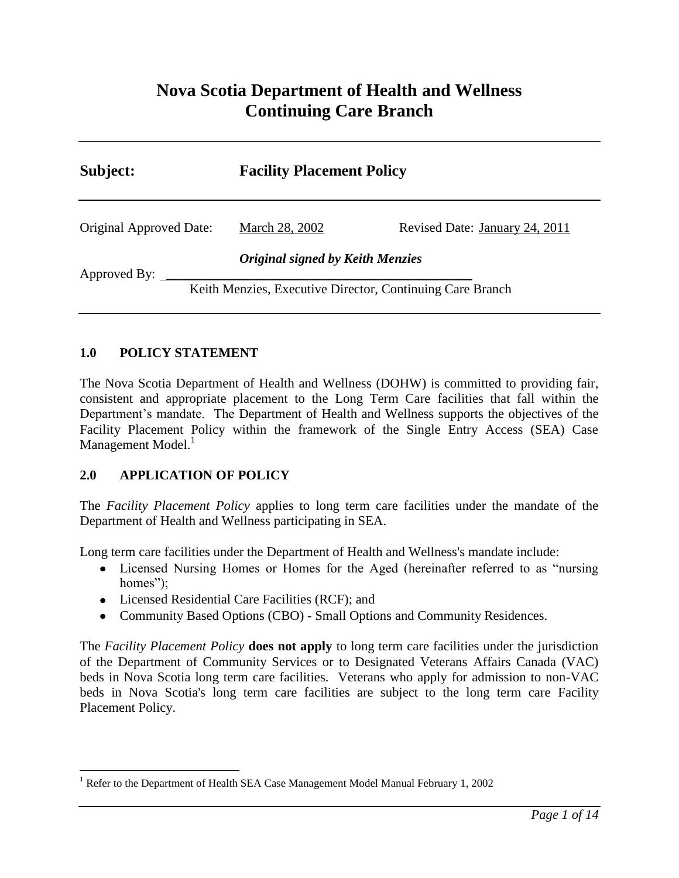# Nova Scotia Department of Health and Wellness
# Continuing Care Branch

---

**Subject:** **Facility Placement Policy**

---

Original Approved Date: March 28, 2002 Revised Date: January 24, 2011

Approved By: *Original signed by Keith Menzies*

Keith Menzies, Executive Director, Continuing Care Branch

---

## 1.0 POLICY STATEMENT

The Nova Scotia Department of Health and Wellness (DOHW) is committed to providing fair, consistent and appropriate placement to the Long Term Care facilities that fall within the Department's mandate. The Department of Health and Wellness supports the objectives of the Facility Placement Policy within the framework of the Single Entry Access (SEA) Case Management Model.[1]

## 2.0 APPLICATION OF POLICY

The *Facility Placement Policy* applies to long term care facilities under the mandate of the Department of Health and Wellness participating in SEA.

Long term care facilities under the Department of Health and Wellness's mandate include:

- Licensed Nursing Homes or Homes for the Aged (hereinafter referred to as "nursing homes");
- Licensed Residential Care Facilities (RCF); and
- Community Based Options (CBO) - Small Options and Community Residences.

The *Facility Placement Policy* **does not apply** to long term care facilities under the jurisdiction of the Department of Community Services or to Designated Veterans Affairs Canada (VAC) beds in Nova Scotia long term care facilities. Veterans who apply for admission to non-VAC beds in Nova Scotia's long term care facilities are subject to the long term care Facility Placement Policy.

---

[1] Refer to the Department of Health SEA Case Management Model Manual February 1, 2002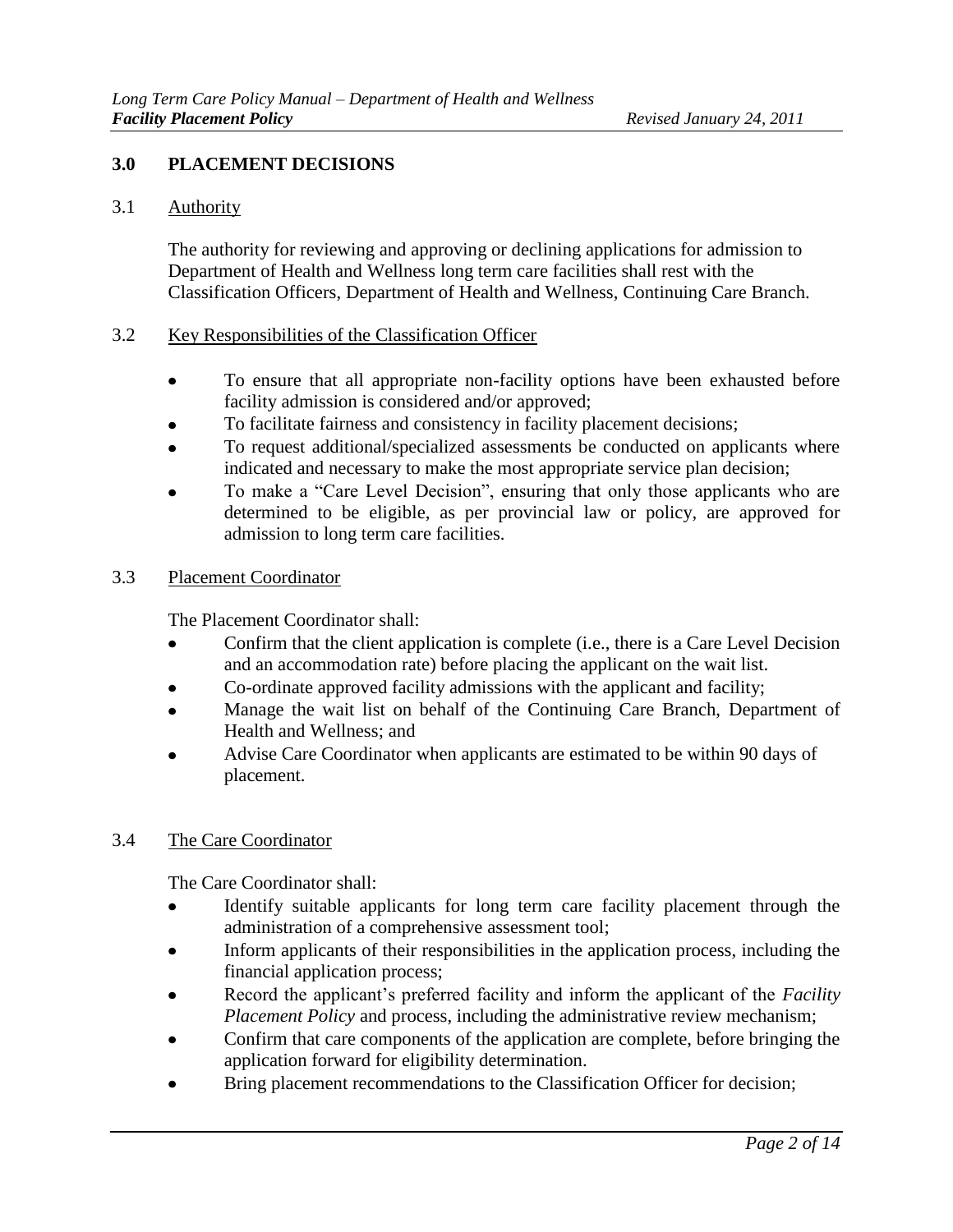## 3.0 PLACEMENT DECISIONS

### 3.1 Authority

The authority for reviewing and approving or declining applications for admission to Department of Health and Wellness long term care facilities shall rest with the Classification Officers, Department of Health and Wellness, Continuing Care Branch.

### 3.2 Key Responsibilities of the Classification Officer

- To ensure that all appropriate non-facility options have been exhausted before facility admission is considered and/or approved;
- To facilitate fairness and consistency in facility placement decisions;
- To request additional/specialized assessments be conducted on applicants where indicated and necessary to make the most appropriate service plan decision;
- To make a "Care Level Decision", ensuring that only those applicants who are determined to be eligible, as per provincial law or policy, are approved for admission to long term care facilities.

### 3.3 Placement Coordinator

The Placement Coordinator shall:

- Confirm that the client application is complete (i.e., there is a Care Level Decision and an accommodation rate) before placing the applicant on the wait list.
- Co-ordinate approved facility admissions with the applicant and facility;
- Manage the wait list on behalf of the Continuing Care Branch, Department of Health and Wellness; and
- Advise Care Coordinator when applicants are estimated to be within 90 days of placement.

### 3.4 The Care Coordinator

The Care Coordinator shall:

- Identify suitable applicants for long term care facility placement through the administration of a comprehensive assessment tool;
- Inform applicants of their responsibilities in the application process, including the financial application process;
- Record the applicant's preferred facility and inform the applicant of the *Facility Placement Policy* and process, including the administrative review mechanism;
- Confirm that care components of the application are complete, before bringing the application forward for eligibility determination.
- Bring placement recommendations to the Classification Officer for decision;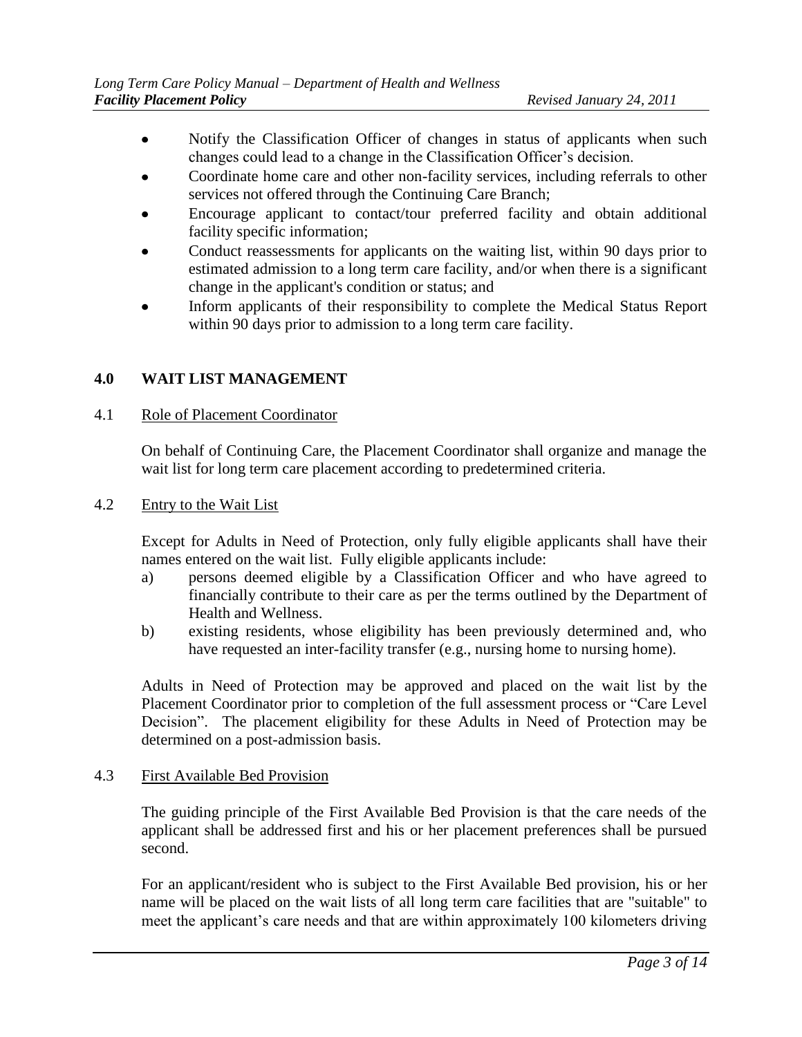- Notify the Classification Officer of changes in status of applicants when such changes could lead to a change in the Classification Officer's decision.
- Coordinate home care and other non-facility services, including referrals to other services not offered through the Continuing Care Branch;
- Encourage applicant to contact/tour preferred facility and obtain additional facility specific information;
- Conduct reassessments for applicants on the waiting list, within 90 days prior to estimated admission to a long term care facility, and/or when there is a significant change in the applicant's condition or status; and
- Inform applicants of their responsibility to complete the Medical Status Report within 90 days prior to admission to a long term care facility.

## 4.0 WAIT LIST MANAGEMENT

### 4.1 Role of Placement Coordinator

On behalf of Continuing Care, the Placement Coordinator shall organize and manage the wait list for long term care placement according to predetermined criteria.

### 4.2 Entry to the Wait List

Except for Adults in Need of Protection, only fully eligible applicants shall have their names entered on the wait list. Fully eligible applicants include:

a) persons deemed eligible by a Classification Officer and who have agreed to financially contribute to their care as per the terms outlined by the Department of Health and Wellness.

b) existing residents, whose eligibility has been previously determined and, who have requested an inter-facility transfer (e.g., nursing home to nursing home).

Adults in Need of Protection may be approved and placed on the wait list by the Placement Coordinator prior to completion of the full assessment process or "Care Level Decision". The placement eligibility for these Adults in Need of Protection may be determined on a post-admission basis.

### 4.3 First Available Bed Provision

The guiding principle of the First Available Bed Provision is that the care needs of the applicant shall be addressed first and his or her placement preferences shall be pursued second.

For an applicant/resident who is subject to the First Available Bed provision, his or her name will be placed on the wait lists of all long term care facilities that are "suitable" to meet the applicant's care needs and that are within approximately 100 kilometers driving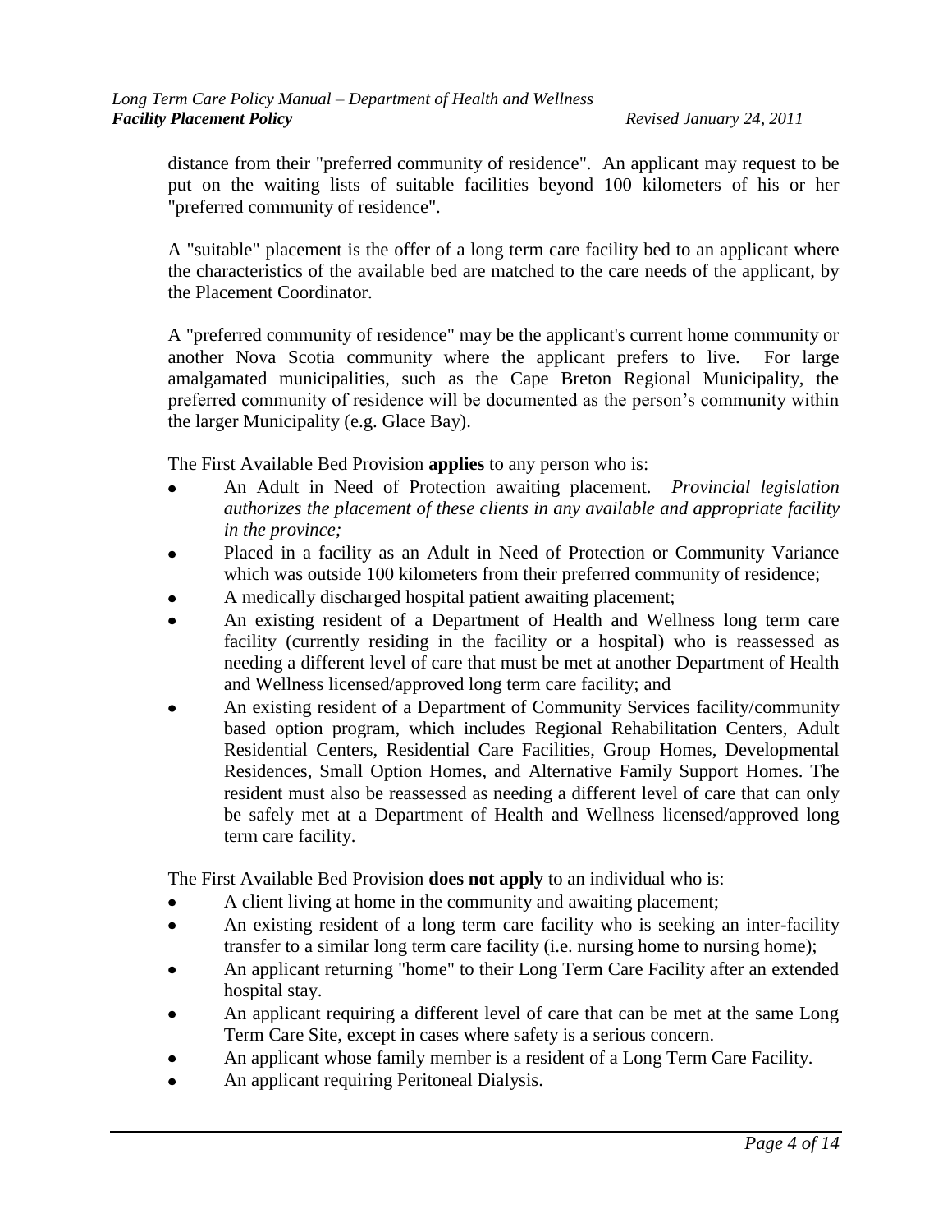distance from their "preferred community of residence". An applicant may request to be put on the waiting lists of suitable facilities beyond 100 kilometers of his or her "preferred community of residence".

A "suitable" placement is the offer of a long term care facility bed to an applicant where the characteristics of the available bed are matched to the care needs of the applicant, by the Placement Coordinator.

A "preferred community of residence" may be the applicant's current home community or another Nova Scotia community where the applicant prefers to live. For large amalgamated municipalities, such as the Cape Breton Regional Municipality, the preferred community of residence will be documented as the person's community within the larger Municipality (e.g. Glace Bay).

The First Available Bed Provision **applies** to any person who is:

- An Adult in Need of Protection awaiting placement. *Provincial legislation authorizes the placement of these clients in any available and appropriate facility in the province;*
- Placed in a facility as an Adult in Need of Protection or Community Variance which was outside 100 kilometers from their preferred community of residence;
- A medically discharged hospital patient awaiting placement;
- An existing resident of a Department of Health and Wellness long term care facility (currently residing in the facility or a hospital) who is reassessed as needing a different level of care that must be met at another Department of Health and Wellness licensed/approved long term care facility; and
- An existing resident of a Department of Community Services facility/community based option program, which includes Regional Rehabilitation Centers, Adult Residential Centers, Residential Care Facilities, Group Homes, Developmental Residences, Small Option Homes, and Alternative Family Support Homes. The resident must also be reassessed as needing a different level of care that can only be safely met at a Department of Health and Wellness licensed/approved long term care facility.

The First Available Bed Provision **does not apply** to an individual who is:

- A client living at home in the community and awaiting placement;
- An existing resident of a long term care facility who is seeking an inter-facility transfer to a similar long term care facility (i.e. nursing home to nursing home);
- An applicant returning "home" to their Long Term Care Facility after an extended hospital stay.
- An applicant requiring a different level of care that can be met at the same Long Term Care Site, except in cases where safety is a serious concern.
- An applicant whose family member is a resident of a Long Term Care Facility.
- An applicant requiring Peritoneal Dialysis.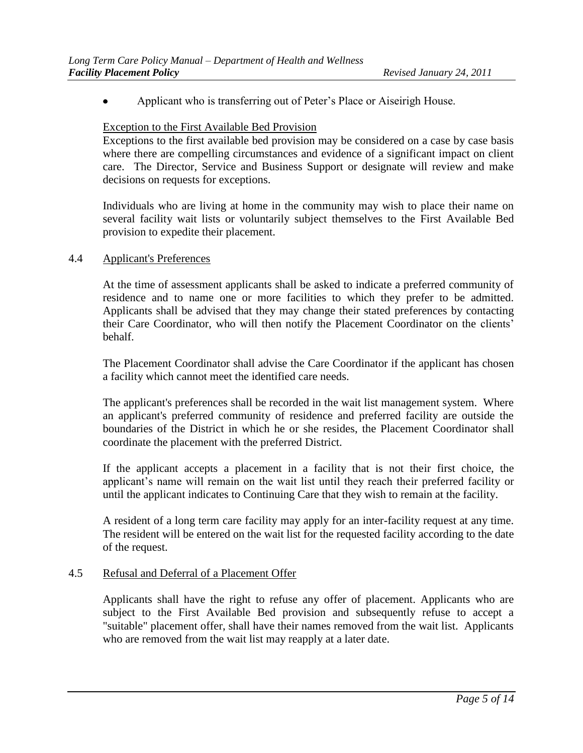- Applicant who is transferring out of Peter's Place or Aiseirigh House.

Exception to the First Available Bed Provision

Exceptions to the first available bed provision may be considered on a case by case basis where there are compelling circumstances and evidence of a significant impact on client care. The Director, Service and Business Support or designate will review and make decisions on requests for exceptions.

Individuals who are living at home in the community may wish to place their name on several facility wait lists or voluntarily subject themselves to the First Available Bed provision to expedite their placement.

### 4.4 Applicant's Preferences

At the time of assessment applicants shall be asked to indicate a preferred community of residence and to name one or more facilities to which they prefer to be admitted. Applicants shall be advised that they may change their stated preferences by contacting their Care Coordinator, who will then notify the Placement Coordinator on the clients' behalf.

The Placement Coordinator shall advise the Care Coordinator if the applicant has chosen a facility which cannot meet the identified care needs.

The applicant's preferences shall be recorded in the wait list management system. Where an applicant's preferred community of residence and preferred facility are outside the boundaries of the District in which he or she resides, the Placement Coordinator shall coordinate the placement with the preferred District.

If the applicant accepts a placement in a facility that is not their first choice, the applicant's name will remain on the wait list until they reach their preferred facility or until the applicant indicates to Continuing Care that they wish to remain at the facility.

A resident of a long term care facility may apply for an inter-facility request at any time. The resident will be entered on the wait list for the requested facility according to the date of the request.

### 4.5 Refusal and Deferral of a Placement Offer

Applicants shall have the right to refuse any offer of placement. Applicants who are subject to the First Available Bed provision and subsequently refuse to accept a "suitable" placement offer, shall have their names removed from the wait list. Applicants who are removed from the wait list may reapply at a later date.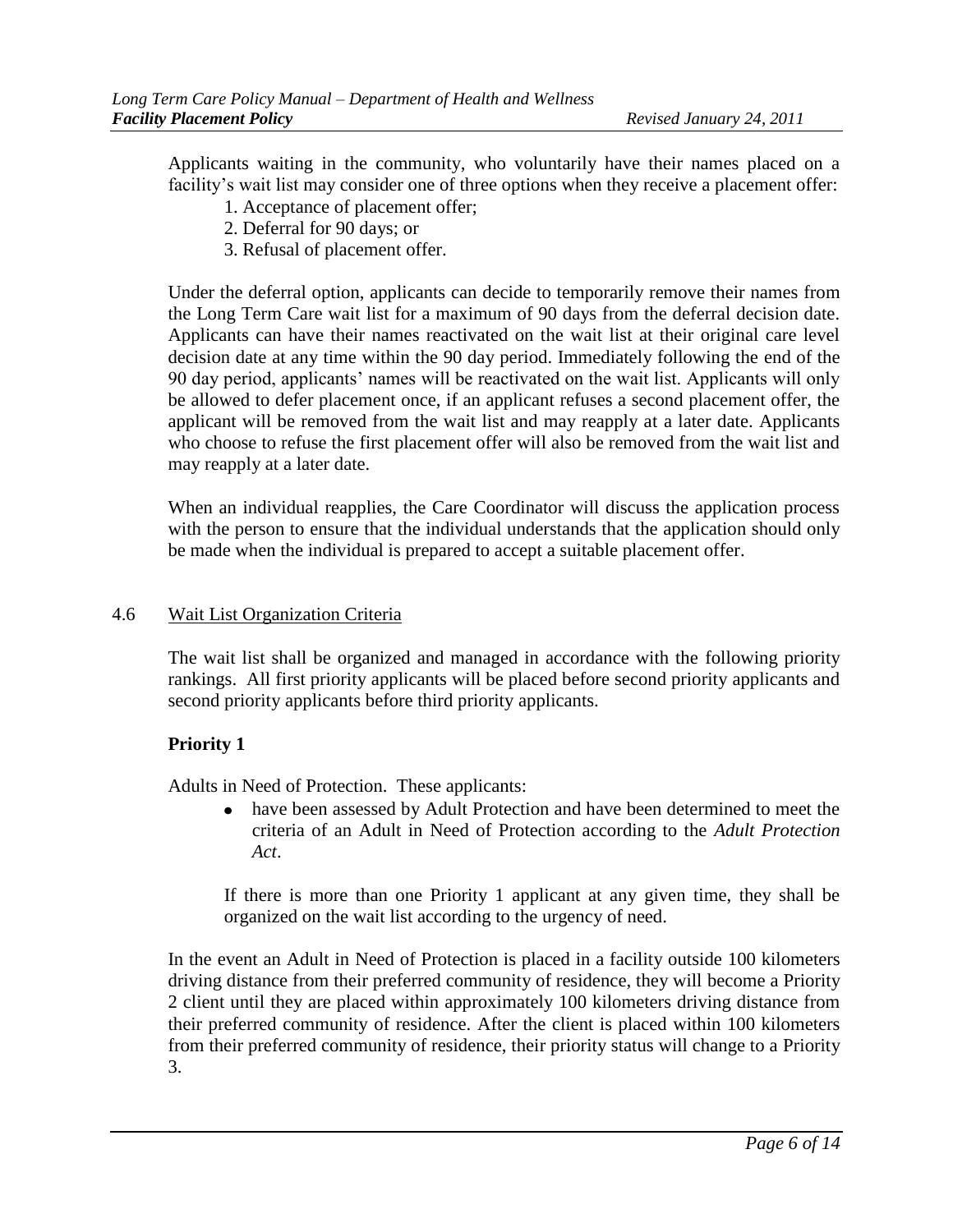Applicants waiting in the community, who voluntarily have their names placed on a facility's wait list may consider one of three options when they receive a placement offer:

1. Acceptance of placement offer;
2. Deferral for 90 days; or
3. Refusal of placement offer.

Under the deferral option, applicants can decide to temporarily remove their names from the Long Term Care wait list for a maximum of 90 days from the deferral decision date. Applicants can have their names reactivated on the wait list at their original care level decision date at any time within the 90 day period. Immediately following the end of the 90 day period, applicants' names will be reactivated on the wait list. Applicants will only be allowed to defer placement once, if an applicant refuses a second placement offer, the applicant will be removed from the wait list and may reapply at a later date. Applicants who choose to refuse the first placement offer will also be removed from the wait list and may reapply at a later date.

When an individual reapplies, the Care Coordinator will discuss the application process with the person to ensure that the individual understands that the application should only be made when the individual is prepared to accept a suitable placement offer.

## 4.6 Wait List Organization Criteria

The wait list shall be organized and managed in accordance with the following priority rankings. All first priority applicants will be placed before second priority applicants and second priority applicants before third priority applicants.

**Priority 1**

Adults in Need of Protection. These applicants:

- have been assessed by Adult Protection and have been determined to meet the criteria of an Adult in Need of Protection according to the *Adult Protection Act*.

If there is more than one Priority 1 applicant at any given time, they shall be organized on the wait list according to the urgency of need.

In the event an Adult in Need of Protection is placed in a facility outside 100 kilometers driving distance from their preferred community of residence, they will become a Priority 2 client until they are placed within approximately 100 kilometers driving distance from their preferred community of residence. After the client is placed within 100 kilometers from their preferred community of residence, their priority status will change to a Priority 3.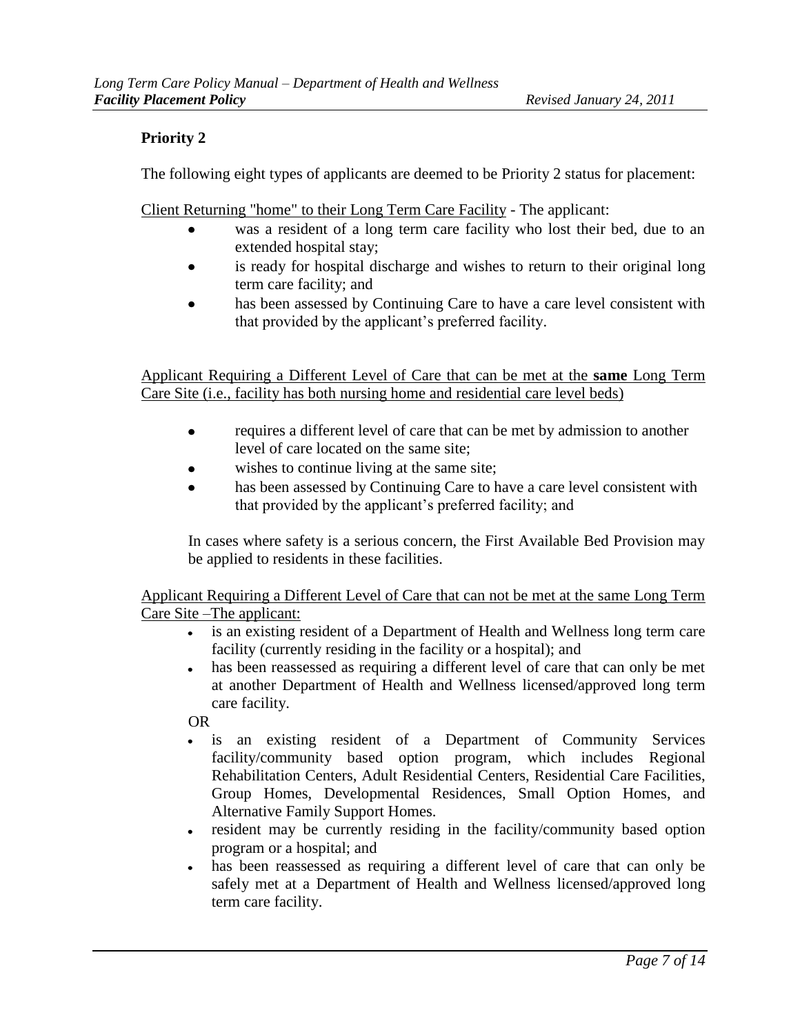## Priority 2

The following eight types of applicants are deemed to be Priority 2 status for placement:

Client Returning "home" to their Long Term Care Facility - The applicant:

- was a resident of a long term care facility who lost their bed, due to an extended hospital stay;
- is ready for hospital discharge and wishes to return to their original long term care facility; and
- has been assessed by Continuing Care to have a care level consistent with that provided by the applicant's preferred facility.

Applicant Requiring a Different Level of Care that can be met at the **same** Long Term Care Site (i.e., facility has both nursing home and residential care level beds)

- requires a different level of care that can be met by admission to another level of care located on the same site;
- wishes to continue living at the same site;
- has been assessed by Continuing Care to have a care level consistent with that provided by the applicant's preferred facility; and

In cases where safety is a serious concern, the First Available Bed Provision may be applied to residents in these facilities.

Applicant Requiring a Different Level of Care that can not be met at the same Long Term Care Site –The applicant:

- is an existing resident of a Department of Health and Wellness long term care facility (currently residing in the facility or a hospital); and
- has been reassessed as requiring a different level of care that can only be met at another Department of Health and Wellness licensed/approved long term care facility.

OR

- is an existing resident of a Department of Community Services facility/community based option program, which includes Regional Rehabilitation Centers, Adult Residential Centers, Residential Care Facilities, Group Homes, Developmental Residences, Small Option Homes, and Alternative Family Support Homes.
- resident may be currently residing in the facility/community based option program or a hospital; and
- has been reassessed as requiring a different level of care that can only be safely met at a Department of Health and Wellness licensed/approved long term care facility.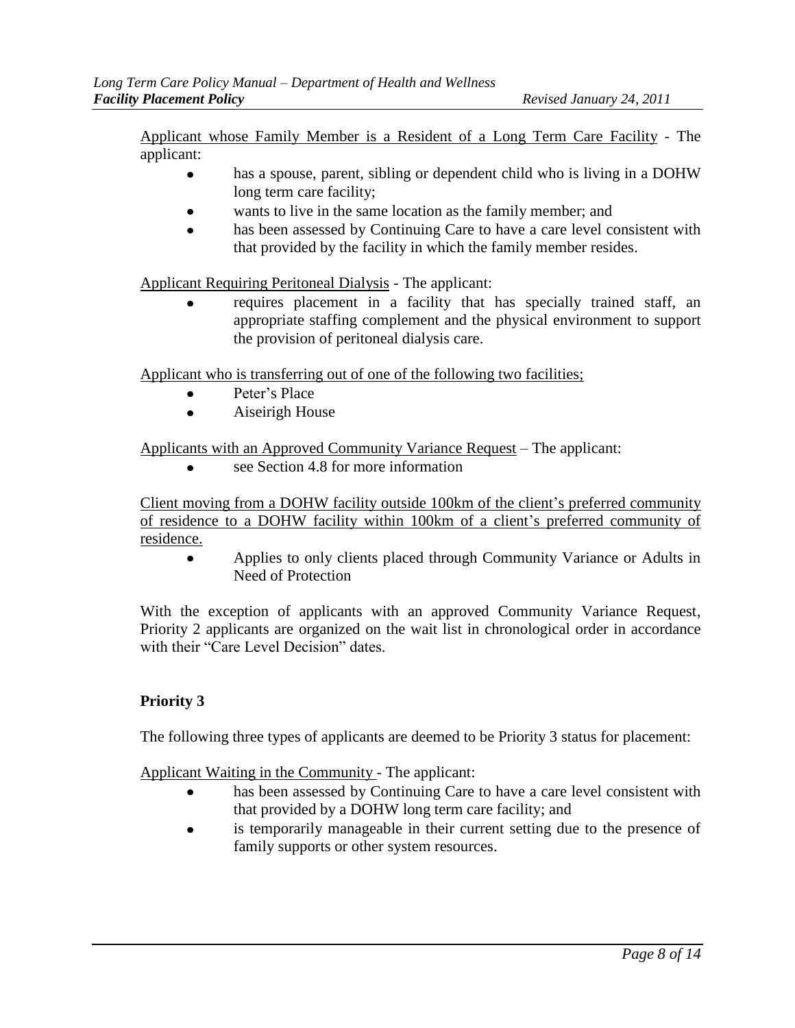Applicant whose Family Member is a Resident of a Long Term Care Facility - The applicant:

- has a spouse, parent, sibling or dependent child who is living in a DOHW long term care facility;
- wants to live in the same location as the family member; and
- has been assessed by Continuing Care to have a care level consistent with that provided by the facility in which the family member resides.

Applicant Requiring Peritoneal Dialysis - The applicant:

- requires placement in a facility that has specially trained staff, an appropriate staffing complement and the physical environment to support the provision of peritoneal dialysis care.

Applicant who is transferring out of one of the following two facilities;

- Peter's Place
- Aiseirigh House

Applicants with an Approved Community Variance Request – The applicant:

- see Section 4.8 for more information

Client moving from a DOHW facility outside 100km of the client's preferred community of residence to a DOHW facility within 100km of a client's preferred community of residence.

- Applies to only clients placed through Community Variance or Adults in Need of Protection

With the exception of applicants with an approved Community Variance Request, Priority 2 applicants are organized on the wait list in chronological order in accordance with their "Care Level Decision" dates.

### Priority 3

The following three types of applicants are deemed to be Priority 3 status for placement:

Applicant Waiting in the Community - The applicant:

- has been assessed by Continuing Care to have a care level consistent with that provided by a DOHW long term care facility; and
- is temporarily manageable in their current setting due to the presence of family supports or other system resources.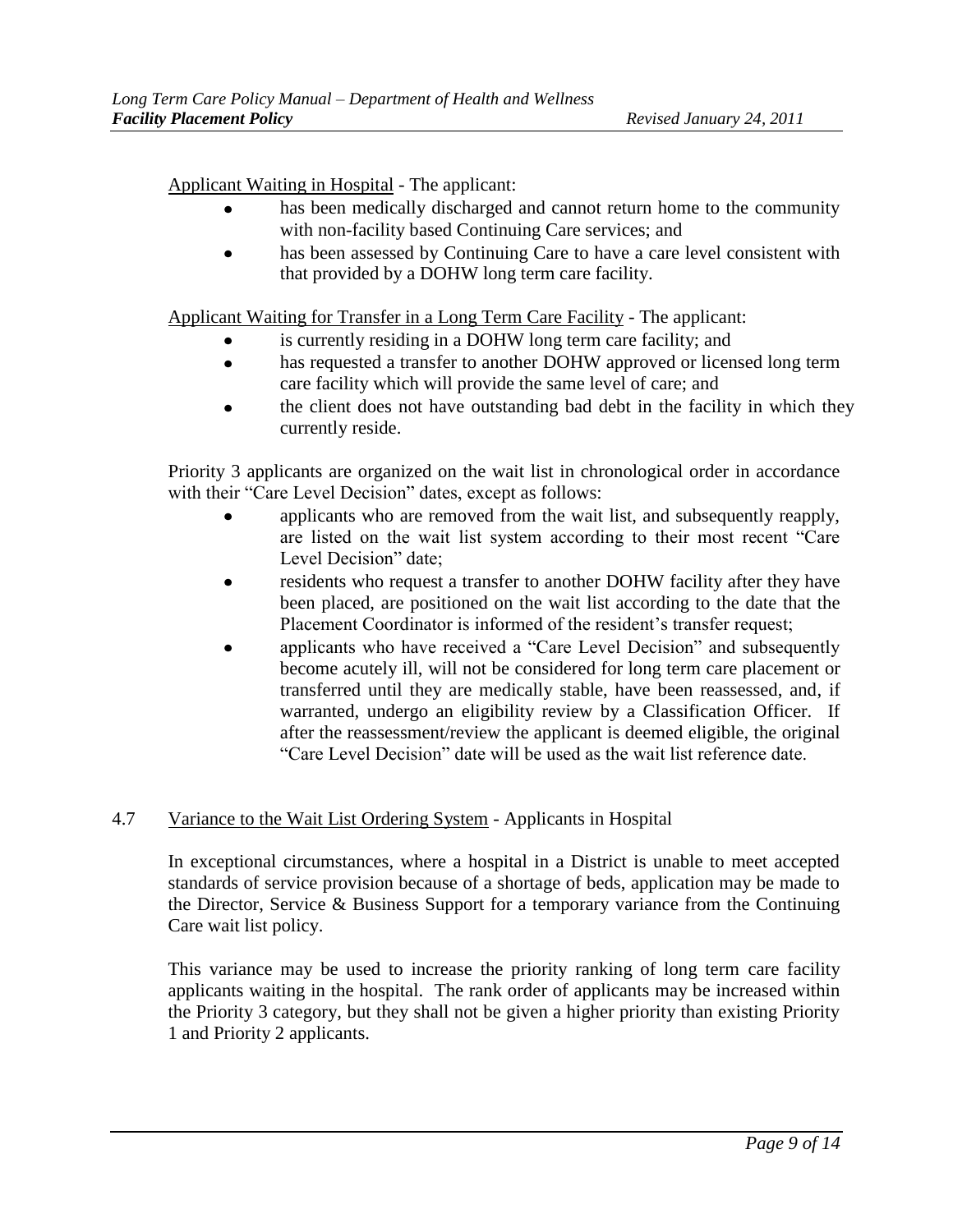<u>Applicant Waiting in Hospital</u> - The applicant:

- has been medically discharged and cannot return home to the community with non-facility based Continuing Care services; and
- has been assessed by Continuing Care to have a care level consistent with that provided by a DOHW long term care facility.

<u>Applicant Waiting for Transfer in a Long Term Care Facility</u> - The applicant:

- is currently residing in a DOHW long term care facility; and
- has requested a transfer to another DOHW approved or licensed long term care facility which will provide the same level of care; and
- the client does not have outstanding bad debt in the facility in which they currently reside.

Priority 3 applicants are organized on the wait list in chronological order in accordance with their "Care Level Decision" dates, except as follows:

- applicants who are removed from the wait list, and subsequently reapply, are listed on the wait list system according to their most recent "Care Level Decision" date;
- residents who request a transfer to another DOHW facility after they have been placed, are positioned on the wait list according to the date that the Placement Coordinator is informed of the resident's transfer request;
- applicants who have received a "Care Level Decision" and subsequently become acutely ill, will not be considered for long term care placement or transferred until they are medically stable, have been reassessed, and, if warranted, undergo an eligibility review by a Classification Officer. If after the reassessment/review the applicant is deemed eligible, the original "Care Level Decision" date will be used as the wait list reference date.

## 4.7 <u>Variance to the Wait List Ordering System</u> - Applicants in Hospital

In exceptional circumstances, where a hospital in a District is unable to meet accepted standards of service provision because of a shortage of beds, application may be made to the Director, Service & Business Support for a temporary variance from the Continuing Care wait list policy.

This variance may be used to increase the priority ranking of long term care facility applicants waiting in the hospital. The rank order of applicants may be increased within the Priority 3 category, but they shall not be given a higher priority than existing Priority 1 and Priority 2 applicants.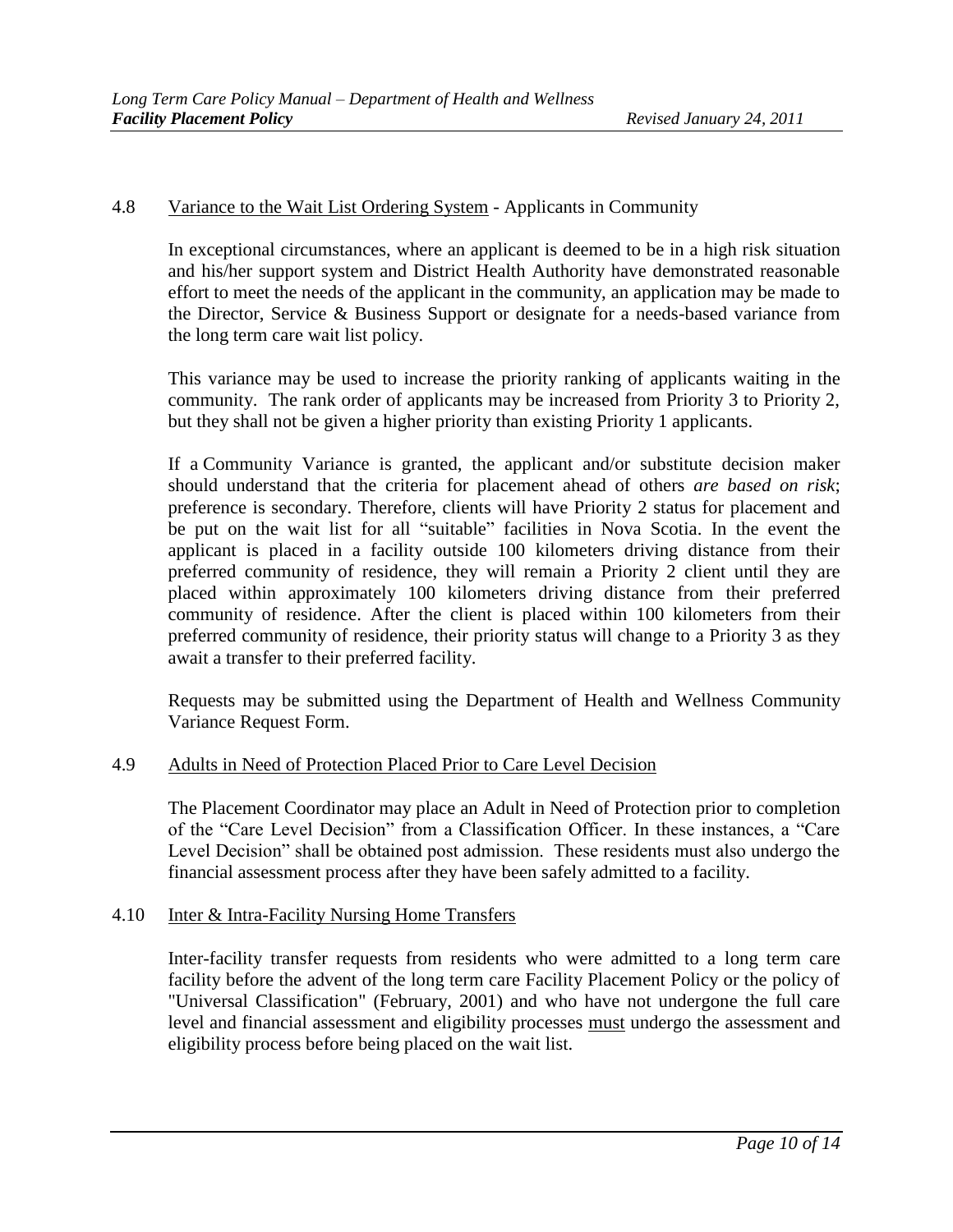### 4.8 Variance to the Wait List Ordering System - Applicants in Community

In exceptional circumstances, where an applicant is deemed to be in a high risk situation and his/her support system and District Health Authority have demonstrated reasonable effort to meet the needs of the applicant in the community, an application may be made to the Director, Service & Business Support or designate for a needs-based variance from the long term care wait list policy.

This variance may be used to increase the priority ranking of applicants waiting in the community. The rank order of applicants may be increased from Priority 3 to Priority 2, but they shall not be given a higher priority than existing Priority 1 applicants.

If a Community Variance is granted, the applicant and/or substitute decision maker should understand that the criteria for placement ahead of others *are based on risk*; preference is secondary. Therefore, clients will have Priority 2 status for placement and be put on the wait list for all "suitable" facilities in Nova Scotia. In the event the applicant is placed in a facility outside 100 kilometers driving distance from their preferred community of residence, they will remain a Priority 2 client until they are placed within approximately 100 kilometers driving distance from their preferred community of residence. After the client is placed within 100 kilometers from their preferred community of residence, their priority status will change to a Priority 3 as they await a transfer to their preferred facility.

Requests may be submitted using the Department of Health and Wellness Community Variance Request Form.

### 4.9 Adults in Need of Protection Placed Prior to Care Level Decision

The Placement Coordinator may place an Adult in Need of Protection prior to completion of the "Care Level Decision" from a Classification Officer. In these instances, a "Care Level Decision" shall be obtained post admission. These residents must also undergo the financial assessment process after they have been safely admitted to a facility.

### 4.10 Inter & Intra-Facility Nursing Home Transfers

Inter-facility transfer requests from residents who were admitted to a long term care facility before the advent of the long term care Facility Placement Policy or the policy of "Universal Classification" (February, 2001) and who have not undergone the full care level and financial assessment and eligibility processes must undergo the assessment and eligibility process before being placed on the wait list.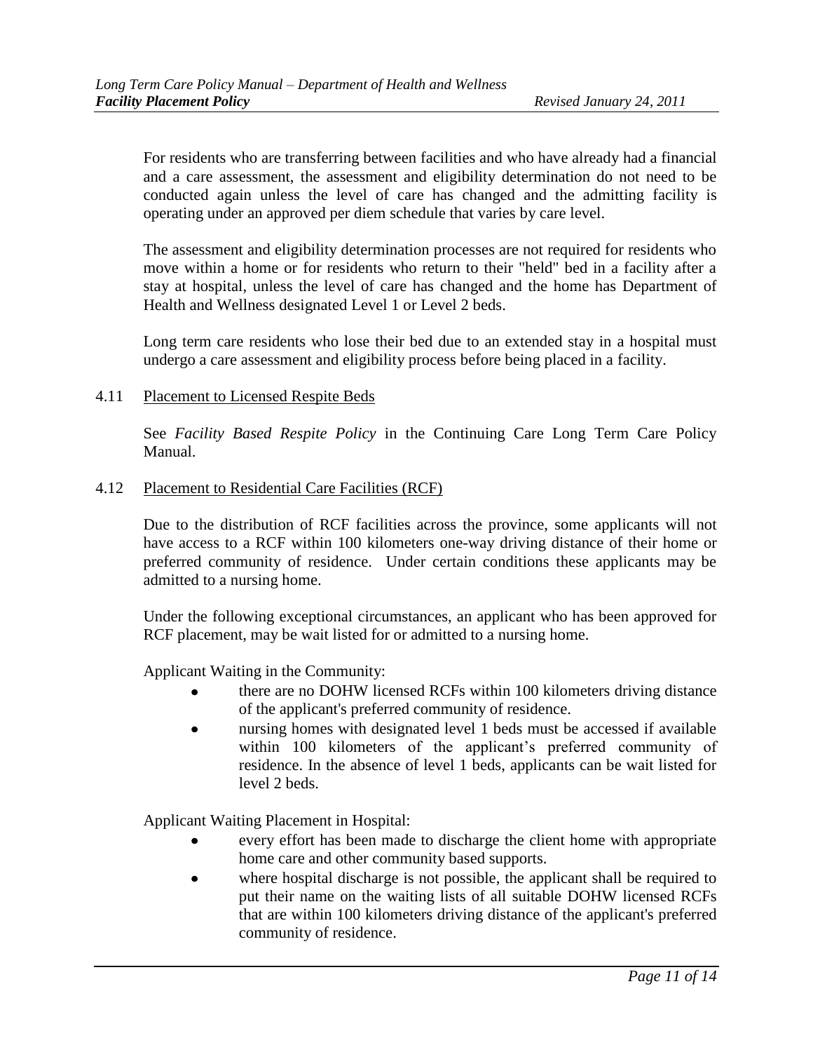For residents who are transferring between facilities and who have already had a financial and a care assessment, the assessment and eligibility determination do not need to be conducted again unless the level of care has changed and the admitting facility is operating under an approved per diem schedule that varies by care level.

The assessment and eligibility determination processes are not required for residents who move within a home or for residents who return to their "held" bed in a facility after a stay at hospital, unless the level of care has changed and the home has Department of Health and Wellness designated Level 1 or Level 2 beds.

Long term care residents who lose their bed due to an extended stay in a hospital must undergo a care assessment and eligibility process before being placed in a facility.

### 4.11 Placement to Licensed Respite Beds

See *Facility Based Respite Policy* in the Continuing Care Long Term Care Policy Manual.

### 4.12 Placement to Residential Care Facilities (RCF)

Due to the distribution of RCF facilities across the province, some applicants will not have access to a RCF within 100 kilometers one-way driving distance of their home or preferred community of residence. Under certain conditions these applicants may be admitted to a nursing home.

Under the following exceptional circumstances, an applicant who has been approved for RCF placement, may be wait listed for or admitted to a nursing home.

Applicant Waiting in the Community:

- there are no DOHW licensed RCFs within 100 kilometers driving distance of the applicant's preferred community of residence.
- nursing homes with designated level 1 beds must be accessed if available within 100 kilometers of the applicant's preferred community of residence. In the absence of level 1 beds, applicants can be wait listed for level 2 beds.

Applicant Waiting Placement in Hospital:

- every effort has been made to discharge the client home with appropriate home care and other community based supports.
- where hospital discharge is not possible, the applicant shall be required to put their name on the waiting lists of all suitable DOHW licensed RCFs that are within 100 kilometers driving distance of the applicant's preferred community of residence.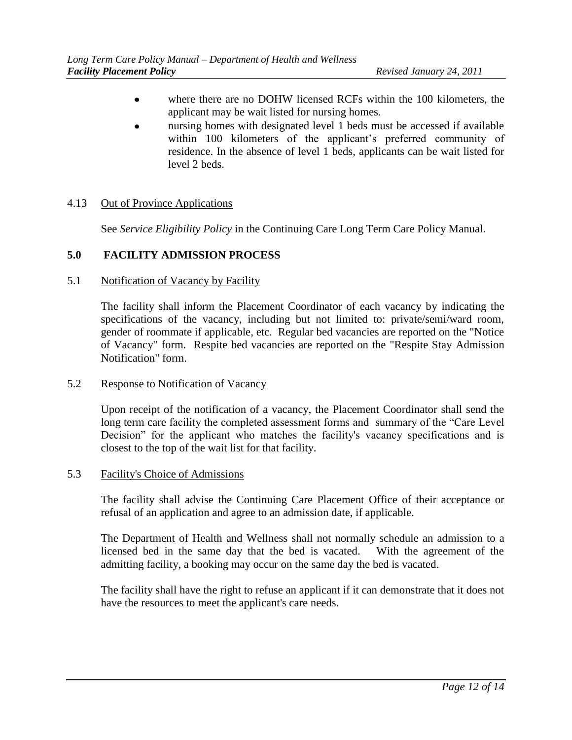- where there are no DOHW licensed RCFs within the 100 kilometers, the applicant may be wait listed for nursing homes.
- nursing homes with designated level 1 beds must be accessed if available within 100 kilometers of the applicant's preferred community of residence. In the absence of level 1 beds, applicants can be wait listed for level 2 beds.

### 4.13 Out of Province Applications

See *Service Eligibility Policy* in the Continuing Care Long Term Care Policy Manual.

## 5.0 FACILITY ADMISSION PROCESS

### 5.1 Notification of Vacancy by Facility

The facility shall inform the Placement Coordinator of each vacancy by indicating the specifications of the vacancy, including but not limited to: private/semi/ward room, gender of roommate if applicable, etc. Regular bed vacancies are reported on the "Notice of Vacancy" form. Respite bed vacancies are reported on the "Respite Stay Admission Notification" form.

### 5.2 Response to Notification of Vacancy

Upon receipt of the notification of a vacancy, the Placement Coordinator shall send the long term care facility the completed assessment forms and summary of the "Care Level Decision" for the applicant who matches the facility's vacancy specifications and is closest to the top of the wait list for that facility.

### 5.3 Facility's Choice of Admissions

The facility shall advise the Continuing Care Placement Office of their acceptance or refusal of an application and agree to an admission date, if applicable.

The Department of Health and Wellness shall not normally schedule an admission to a licensed bed in the same day that the bed is vacated. With the agreement of the admitting facility, a booking may occur on the same day the bed is vacated.

The facility shall have the right to refuse an applicant if it can demonstrate that it does not have the resources to meet the applicant's care needs.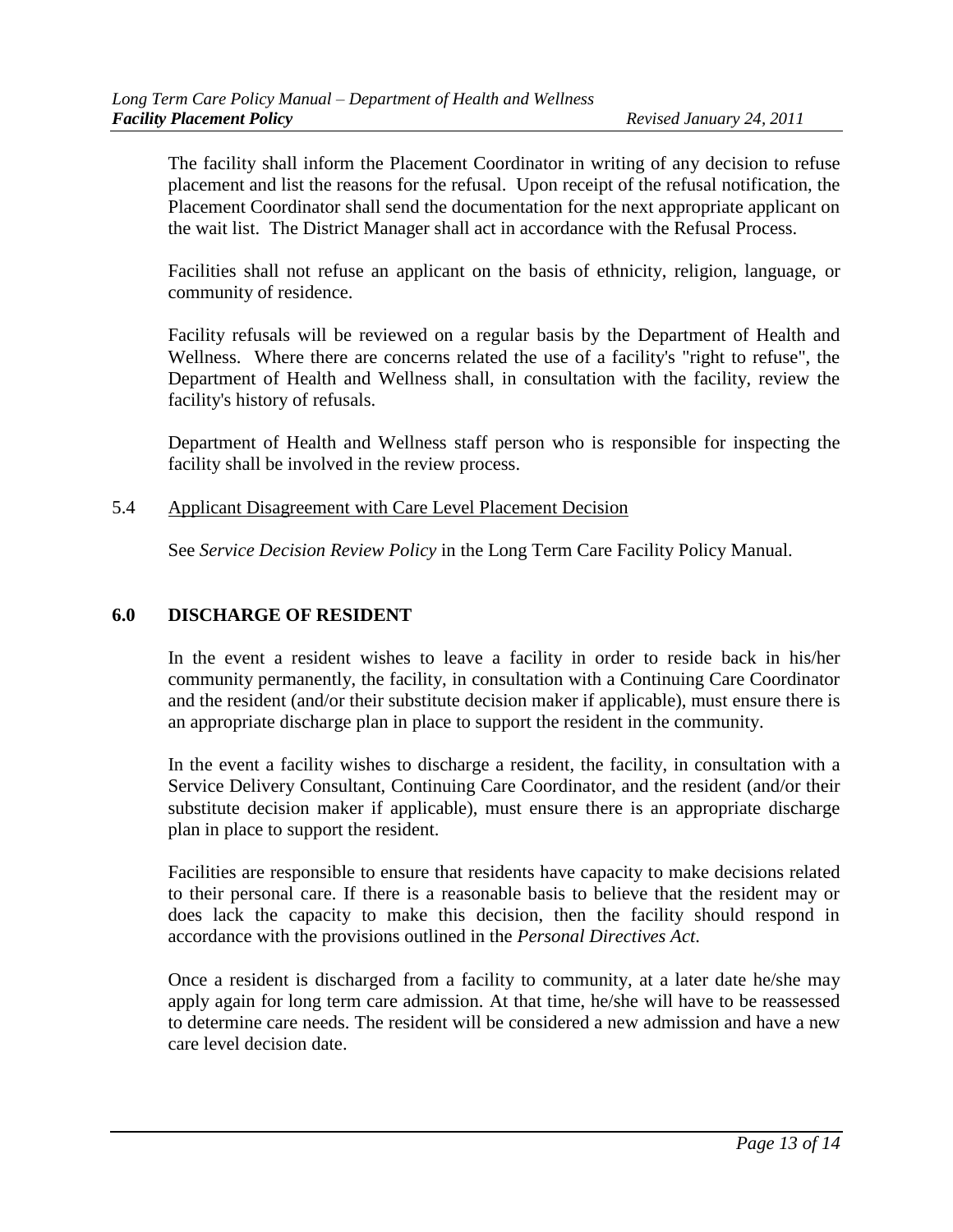The facility shall inform the Placement Coordinator in writing of any decision to refuse placement and list the reasons for the refusal. Upon receipt of the refusal notification, the Placement Coordinator shall send the documentation for the next appropriate applicant on the wait list. The District Manager shall act in accordance with the Refusal Process.

Facilities shall not refuse an applicant on the basis of ethnicity, religion, language, or community of residence.

Facility refusals will be reviewed on a regular basis by the Department of Health and Wellness. Where there are concerns related the use of a facility's "right to refuse", the Department of Health and Wellness shall, in consultation with the facility, review the facility's history of refusals.

Department of Health and Wellness staff person who is responsible for inspecting the facility shall be involved in the review process.

### 5.4 Applicant Disagreement with Care Level Placement Decision

See *Service Decision Review Policy* in the Long Term Care Facility Policy Manual.

## 6.0 DISCHARGE OF RESIDENT

In the event a resident wishes to leave a facility in order to reside back in his/her community permanently, the facility, in consultation with a Continuing Care Coordinator and the resident (and/or their substitute decision maker if applicable), must ensure there is an appropriate discharge plan in place to support the resident in the community.

In the event a facility wishes to discharge a resident, the facility, in consultation with a Service Delivery Consultant, Continuing Care Coordinator, and the resident (and/or their substitute decision maker if applicable), must ensure there is an appropriate discharge plan in place to support the resident.

Facilities are responsible to ensure that residents have capacity to make decisions related to their personal care. If there is a reasonable basis to believe that the resident may or does lack the capacity to make this decision, then the facility should respond in accordance with the provisions outlined in the *Personal Directives Act*.

Once a resident is discharged from a facility to community, at a later date he/she may apply again for long term care admission. At that time, he/she will have to be reassessed to determine care needs. The resident will be considered a new admission and have a new care level decision date.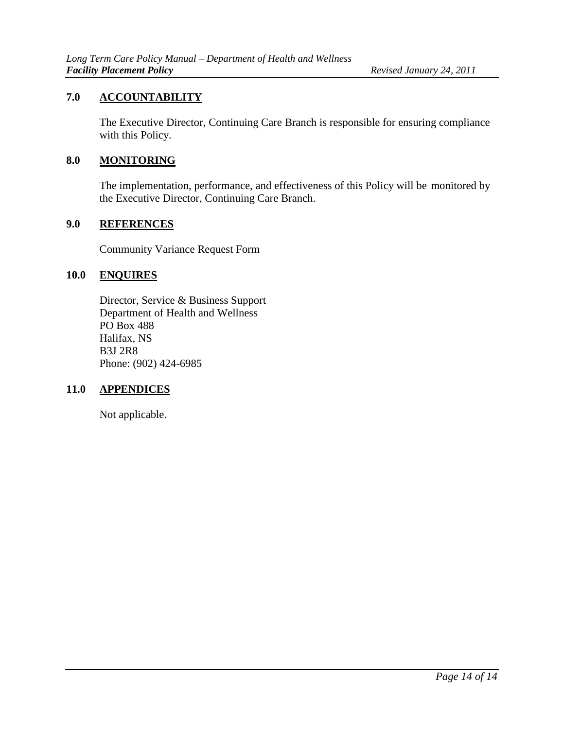## 7.0 ACCOUNTABILITY

The Executive Director, Continuing Care Branch is responsible for ensuring compliance with this Policy.

## 8.0 MONITORING

The implementation, performance, and effectiveness of this Policy will be monitored by the Executive Director, Continuing Care Branch.

## 9.0 REFERENCES

Community Variance Request Form

## 10.0 ENQUIRES

Director, Service & Business Support
Department of Health and Wellness
PO Box 488
Halifax, NS
B3J 2R8
Phone: (902) 424-6985

## 11.0 APPENDICES

Not applicable.